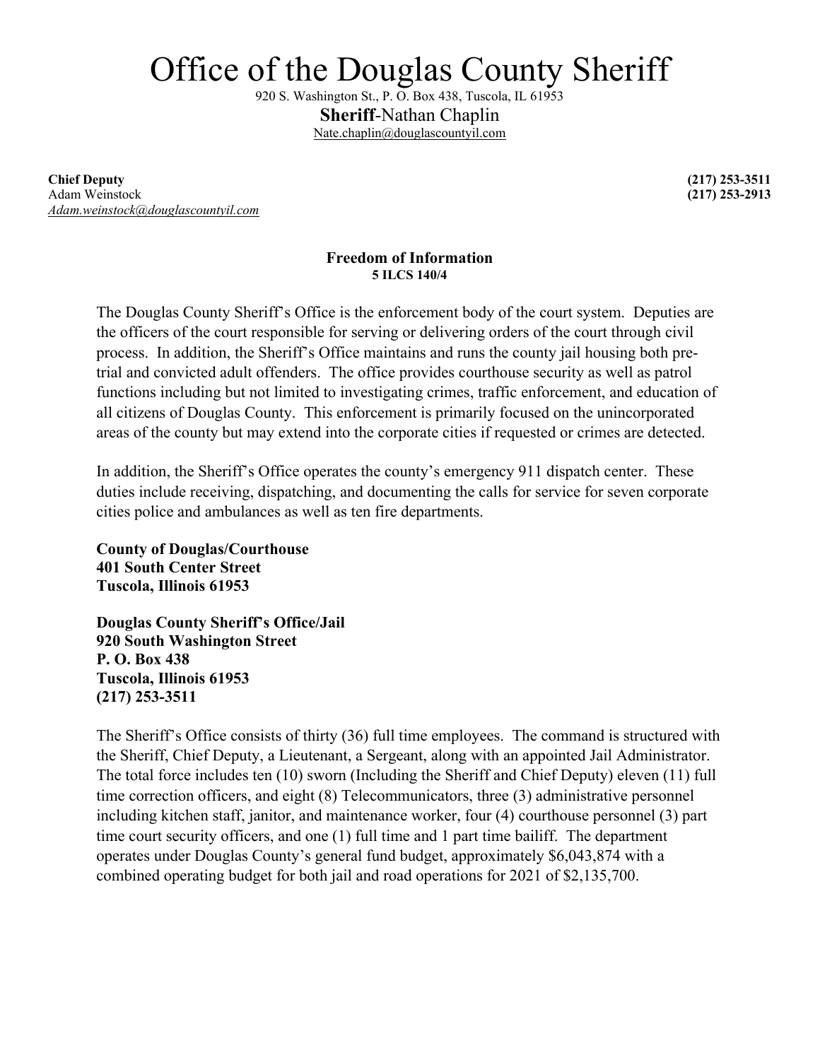# Office of the Douglas County Sheriff

920 S. Washington St., P. O. Box 438, Tuscola, IL 61953

**Sheriff**-Nathan Chaplin

Nate.chaplin@douglascountyil.com

**Chief Deputy**
Adam Weinstock
*Adam.weinstock@douglascountyil.com*

**(217) 253-3511**
**(217) 253-2913**

**Freedom of Information**
**5 ILCS 140/4**

The Douglas County Sheriff's Office is the enforcement body of the court system. Deputies are the officers of the court responsible for serving or delivering orders of the court through civil process. In addition, the Sheriff's Office maintains and runs the county jail housing both pre-trial and convicted adult offenders. The office provides courthouse security as well as patrol functions including but not limited to investigating crimes, traffic enforcement, and education of all citizens of Douglas County. This enforcement is primarily focused on the unincorporated areas of the county but may extend into the corporate cities if requested or crimes are detected.

In addition, the Sheriff's Office operates the county's emergency 911 dispatch center. These duties include receiving, dispatching, and documenting the calls for service for seven corporate cities police and ambulances as well as ten fire departments.

**County of Douglas/Courthouse**
**401 South Center Street**
**Tuscola, Illinois 61953**

**Douglas County Sheriff's Office/Jail**
**920 South Washington Street**
**P. O. Box 438**
**Tuscola, Illinois 61953**
**(217) 253-3511**

The Sheriff's Office consists of thirty (36) full time employees. The command is structured with the Sheriff, Chief Deputy, a Lieutenant, a Sergeant, along with an appointed Jail Administrator. The total force includes ten (10) sworn (Including the Sheriff and Chief Deputy) eleven (11) full time correction officers, and eight (8) Telecommunicators, three (3) administrative personnel including kitchen staff, janitor, and maintenance worker, four (4) courthouse personnel (3) part time court security officers, and one (1) full time and 1 part time bailiff. The department operates under Douglas County's general fund budget, approximately $6,043,874 with a combined operating budget for both jail and road operations for 2021 of $2,135,700.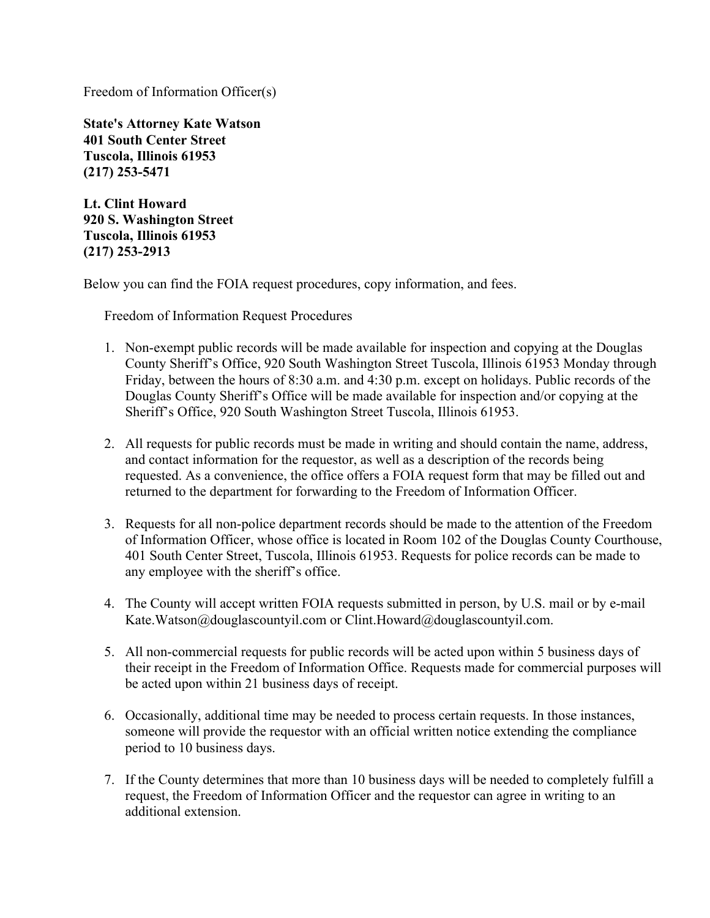Freedom of Information Officer(s)

**State's Attorney Kate Watson**
**401 South Center Street**
**Tuscola, Illinois 61953**
**(217) 253-5471**

**Lt. Clint Howard**
**920 S. Washington Street**
**Tuscola, Illinois 61953**
**(217) 253-2913**

Below you can find the FOIA request procedures, copy information, and fees.

Freedom of Information Request Procedures

1. Non-exempt public records will be made available for inspection and copying at the Douglas County Sheriff's Office, 920 South Washington Street Tuscola, Illinois 61953 Monday through Friday, between the hours of 8:30 a.m. and 4:30 p.m. except on holidays. Public records of the Douglas County Sheriff's Office will be made available for inspection and/or copying at the Sheriff's Office, 920 South Washington Street Tuscola, Illinois 61953.

2. All requests for public records must be made in writing and should contain the name, address, and contact information for the requestor, as well as a description of the records being requested. As a convenience, the office offers a FOIA request form that may be filled out and returned to the department for forwarding to the Freedom of Information Officer.

3. Requests for all non-police department records should be made to the attention of the Freedom of Information Officer, whose office is located in Room 102 of the Douglas County Courthouse, 401 South Center Street, Tuscola, Illinois 61953. Requests for police records can be made to any employee with the sheriff's office.

4. The County will accept written FOIA requests submitted in person, by U.S. mail or by e-mail Kate.Watson@douglascountyil.com or Clint.Howard@douglascountyil.com.

5. All non-commercial requests for public records will be acted upon within 5 business days of their receipt in the Freedom of Information Office. Requests made for commercial purposes will be acted upon within 21 business days of receipt.

6. Occasionally, additional time may be needed to process certain requests. In those instances, someone will provide the requestor with an official written notice extending the compliance period to 10 business days.

7. If the County determines that more than 10 business days will be needed to completely fulfill a request, the Freedom of Information Officer and the requestor can agree in writing to an additional extension.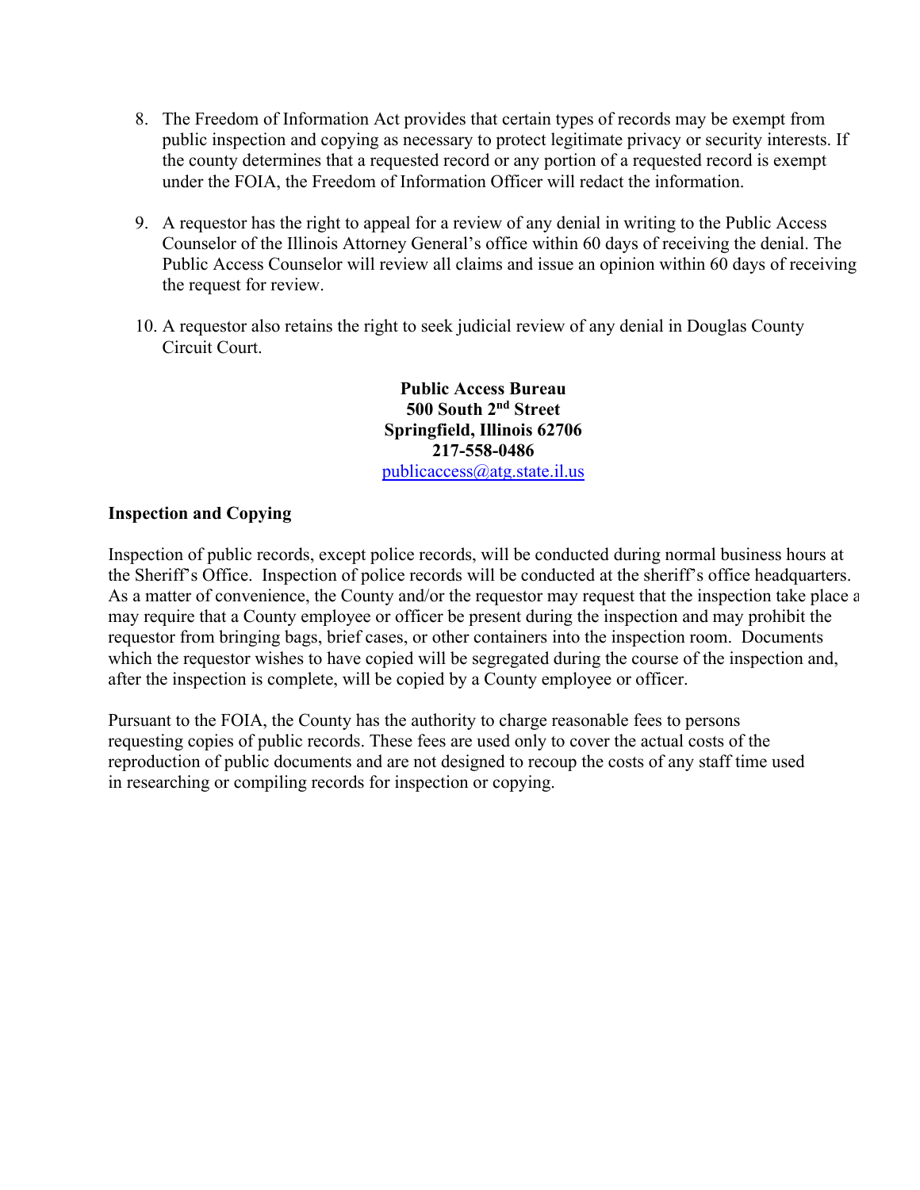8. The Freedom of Information Act provides that certain types of records may be exempt from public inspection and copying as necessary to protect legitimate privacy or security interests. If the county determines that a requested record or any portion of a requested record is exempt under the FOIA, the Freedom of Information Officer will redact the information.

9. A requestor has the right to appeal for a review of any denial in writing to the Public Access Counselor of the Illinois Attorney General's office within 60 days of receiving the denial. The Public Access Counselor will review all claims and issue an opinion within 60 days of receiving the request for review.

10. A requestor also retains the right to seek judicial review of any denial in Douglas County Circuit Court.

**Public Access Bureau**
**500 South 2nd Street**
**Springfield, Illinois 62706**
**217-558-0486**
publicaccess@atg.state.il.us

**Inspection and Copying**

Inspection of public records, except police records, will be conducted during normal business hours at the Sheriff's Office. Inspection of police records will be conducted at the sheriff's office headquarters. As a matter of convenience, the County and/or the requestor may request that the inspection take place a may require that a County employee or officer be present during the inspection and may prohibit the requestor from bringing bags, brief cases, or other containers into the inspection room. Documents which the requestor wishes to have copied will be segregated during the course of the inspection and, after the inspection is complete, will be copied by a County employee or officer.

Pursuant to the FOIA, the County has the authority to charge reasonable fees to persons requesting copies of public records. These fees are used only to cover the actual costs of the reproduction of public documents and are not designed to recoup the costs of any staff time used in researching or compiling records for inspection or copying.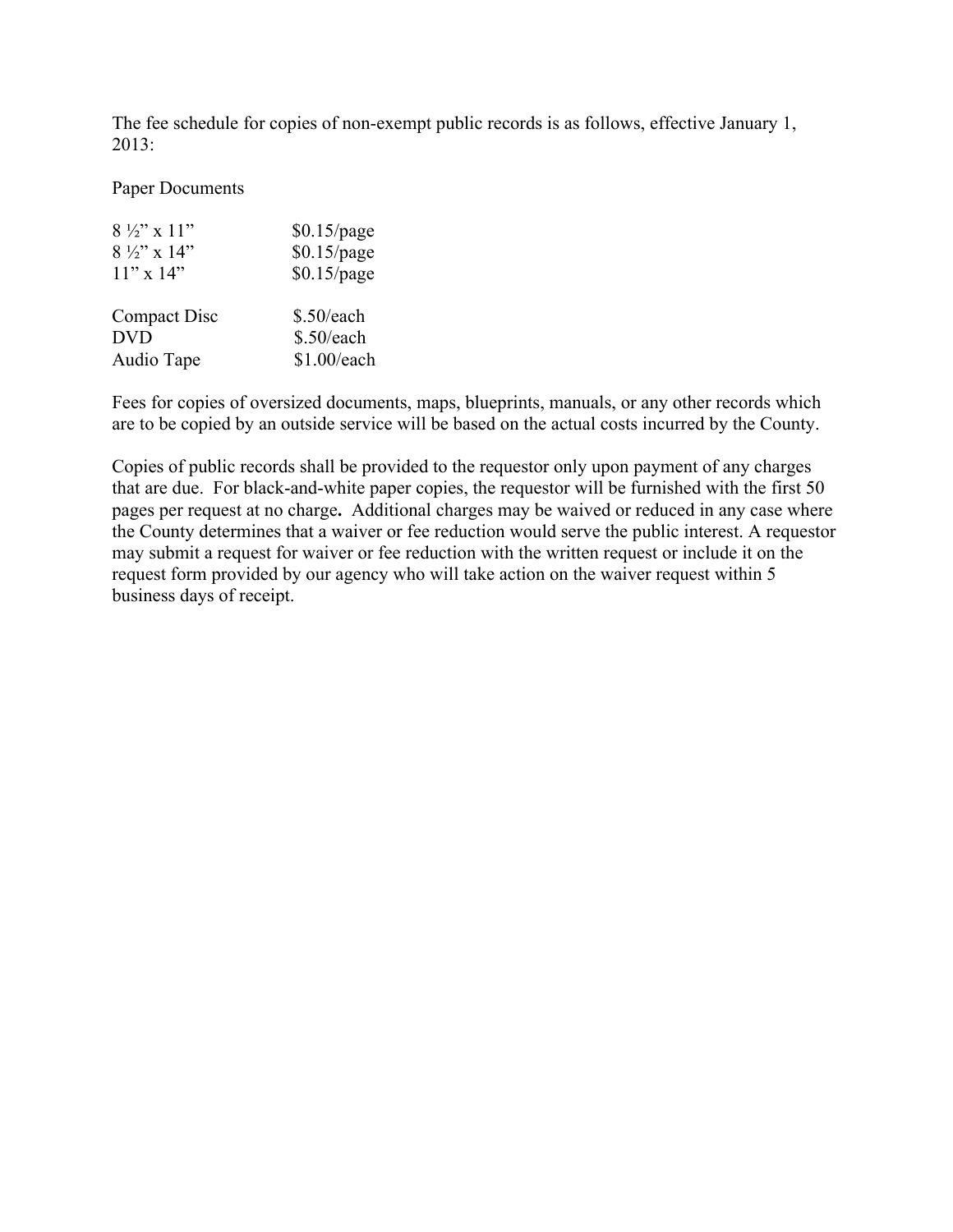The fee schedule for copies of non-exempt public records is as follows, effective January 1, 2013:

Paper Documents

| | |
|---|---|
| 8 ½" x 11" | $0.15/page |
| 8 ½" x 14" | $0.15/page |
| 11" x 14" | $0.15/page |
| | |
| Compact Disc | $.50/each |
| DVD | $.50/each |
| Audio Tape | $1.00/each |

Fees for copies of oversized documents, maps, blueprints, manuals, or any other records which are to be copied by an outside service will be based on the actual costs incurred by the County.

Copies of public records shall be provided to the requestor only upon payment of any charges that are due. For black-and-white paper copies, the requestor will be furnished with the first 50 pages per request at no charge**.** Additional charges may be waived or reduced in any case where the County determines that a waiver or fee reduction would serve the public interest. A requestor may submit a request for waiver or fee reduction with the written request or include it on the request form provided by our agency who will take action on the waiver request within 5 business days of receipt.